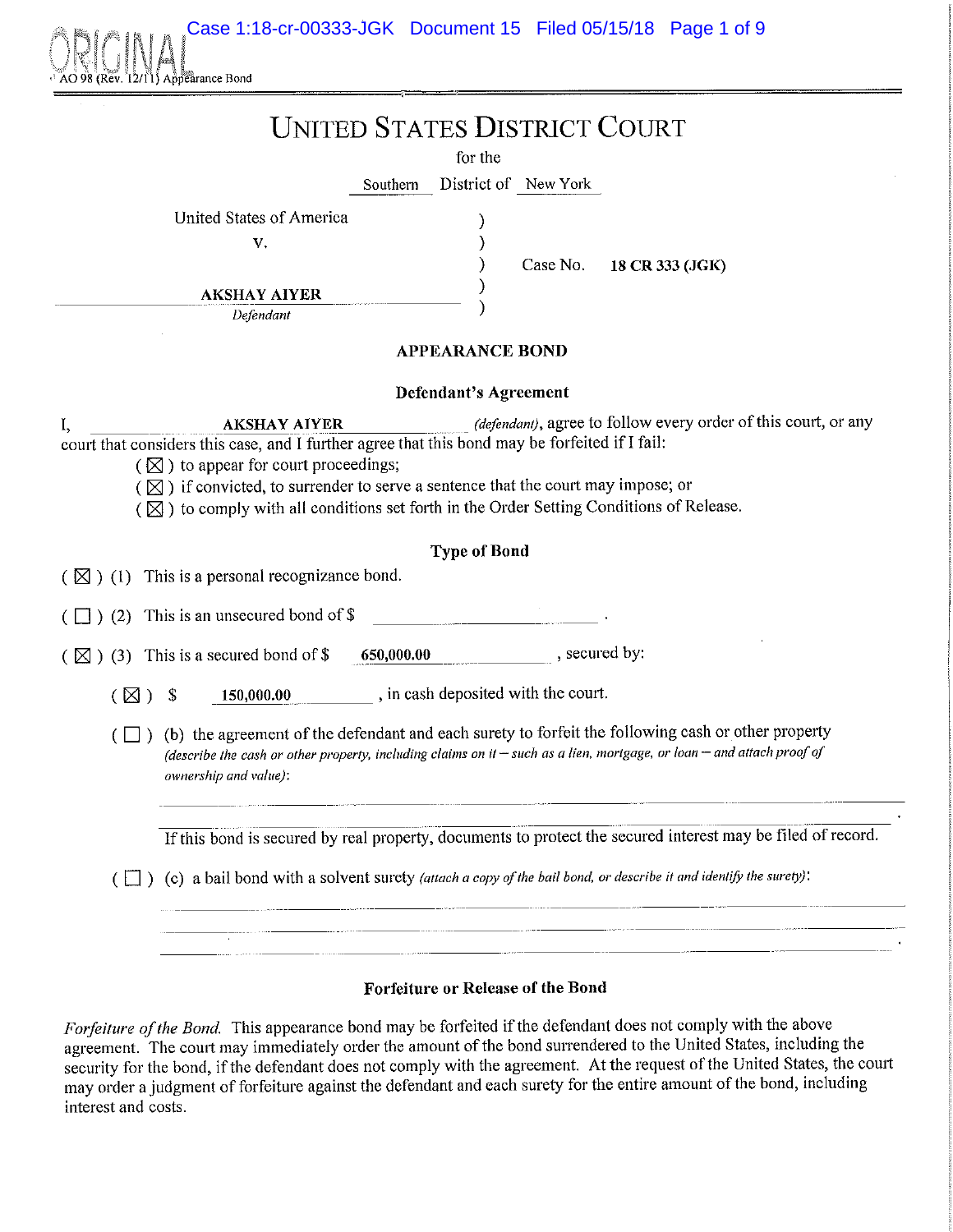ORIGINAL

AO 98 (Rev. 12/11) Appearance Bond

# UNITED STATES DISTRICT COURT

for the

Southern District of New York

United States of America
v.
**AKSHAY AIYER**
*Defendant*

Case No. **18 CR 333 (JGK)**

## APPEARANCE BOND

### Defendant's Agreement

I, **AKSHAY AIYER** *(defendant)*, agree to follow every order of this court, or any court that considers this case, and I further agree that this bond may be forfeited if I fail:

( ☒ ) to appear for court proceedings;
( ☒ ) if convicted, to surrender to serve a sentence that the court may impose; or
( ☒ ) to comply with all conditions set forth in the Order Setting Conditions of Release.

### Type of Bond

( ☒ ) (1) This is a personal recognizance bond.

( ☐ ) (2) This is an unsecured bond of $ ______________ .

( ☒ ) (3) This is a secured bond of $ **650,000.00** , secured by:

( ☒ ) $ **150,000.00** , in cash deposited with the court.

( ☐ ) (b) the agreement of the defendant and each surety to forfeit the following cash or other property *(describe the cash or other property, including claims on it – such as a lien, mortgage, or loan – and attach proof of ownership and value)*:

______________________________________________

If this bond is secured by real property, documents to protect the secured interest may be filed of record.

( ☐ ) (c) a bail bond with a solvent surety *(attach a copy of the bail bond, or describe it and identify the surety)*:

______________________________________________

### Forfeiture or Release of the Bond

*Forfeiture of the Bond.* This appearance bond may be forfeited if the defendant does not comply with the above agreement. The court may immediately order the amount of the bond surrendered to the United States, including the security for the bond, if the defendant does not comply with the agreement. At the request of the United States, the court may order a judgment of forfeiture against the defendant and each surety for the entire amount of the bond, including interest and costs.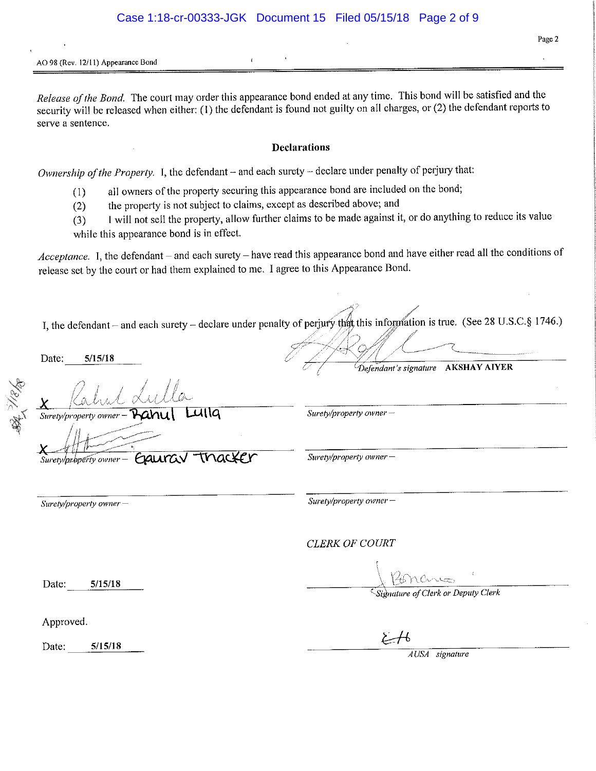AO 98 (Rev. 12/11) Appearance Bond

*Release of the Bond.* The court may order this appearance bond ended at any time. This bond will be satisfied and the security will be released when either: (1) the defendant is found not guilty on all charges, or (2) the defendant reports to serve a sentence.

**Declarations**

*Ownership of the Property.* I, the defendant – and each surety – declare under penalty of perjury that:

(1) all owners of the property securing this appearance bond are included on the bond;

(2) the property is not subject to claims, except as described above; and

(3) I will not sell the property, allow further claims to be made against it, or do anything to reduce its value while this appearance bond is in effect.

*Acceptance.* I, the defendant – and each surety – have read this appearance bond and have either read all the conditions of release set by the court or had them explained to me. I agree to this Appearance Bond.

I, the defendant – and each surety – declare under penalty of perjury that this information is true. (See 28 U.S.C.§ 1746.)

Date: 5/15/18

*Defendant's signature* AKSHAY AIYER

X *Surety/property owner* – Rahul Lulla

*Surety/property owner* –

X *Surety/property owner* – Gaurav Thacker

*Surety/property owner* –

*Surety/property owner* –

*Surety/property owner* –

CLERK OF COURT

Date: 5/15/18

*Signature of Clerk or Deputy Clerk*

Approved.

Date: 5/15/18

*AUSA signature*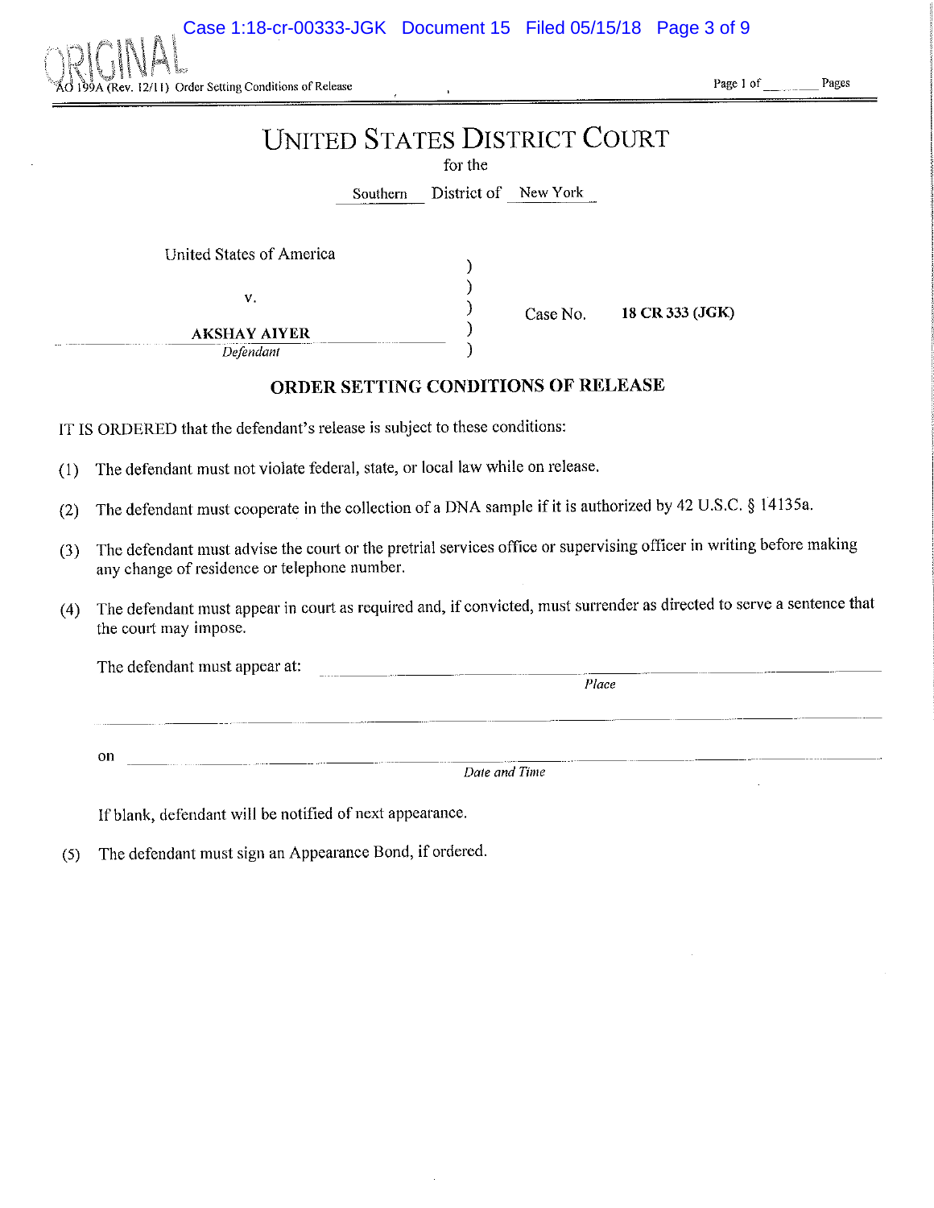ORIGINAL

AO 199A (Rev. 12/11) Order Setting Conditions of Release

Page 1 of ______ Pages

# UNITED STATES DISTRICT COURT

for the

Southern District of New York

United States of America
v.
**AKSHAY AIYER**
*Defendant*

Case No. **18 CR 333 (JGK)**

## ORDER SETTING CONDITIONS OF RELEASE

IT IS ORDERED that the defendant's release is subject to these conditions:

(1) The defendant must not violate federal, state, or local law while on release.

(2) The defendant must cooperate in the collection of a DNA sample if it is authorized by 42 U.S.C. § 14135a.

(3) The defendant must advise the court or the pretrial services office or supervising officer in writing before making any change of residence or telephone number.

(4) The defendant must appear in court as required and, if convicted, must surrender as directed to serve a sentence that the court may impose.

The defendant must appear at: ______________________________
*Place*

______________________________

on ______________________________
*Date and Time*

If blank, defendant will be notified of next appearance.

(5) The defendant must sign an Appearance Bond, if ordered.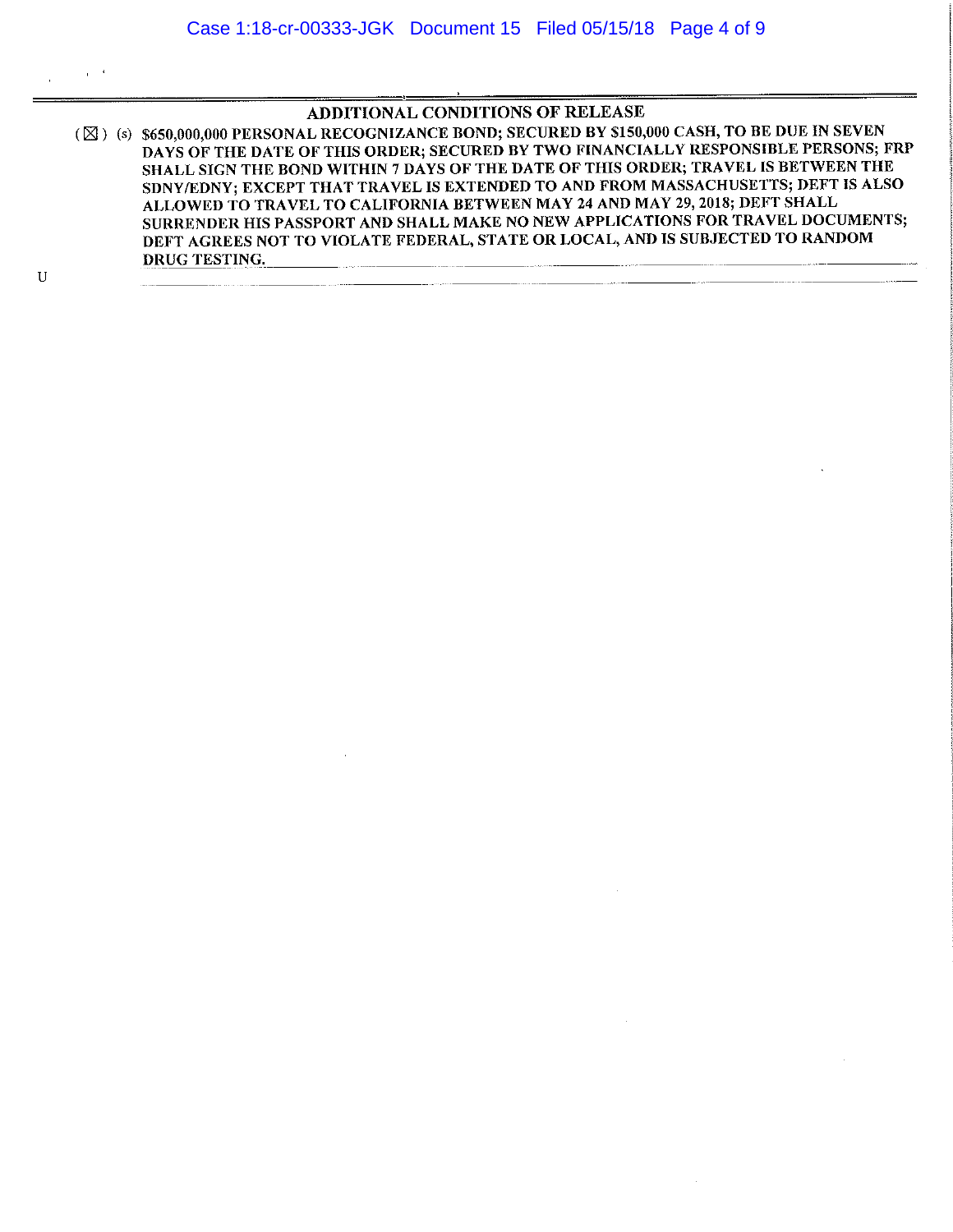## ADDITIONAL CONDITIONS OF RELEASE

( ☒ ) (s) $650,000,000 PERSONAL RECOGNIZANCE BOND; SECURED BY $150,000 CASH, TO BE DUE IN SEVEN DAYS OF THE DATE OF THIS ORDER; SECURED BY TWO FINANCIALLY RESPONSIBLE PERSONS; FRP SHALL SIGN THE BOND WITHIN 7 DAYS OF THE DATE OF THIS ORDER; TRAVEL IS BETWEEN THE SDNY/EDNY; EXCEPT THAT TRAVEL IS EXTENDED TO AND FROM MASSACHUSETTS; DEFT IS ALSO ALLOWED TO TRAVEL TO CALIFORNIA BETWEEN MAY 24 AND MAY 29, 2018; DEFT SHALL SURRENDER HIS PASSPORT AND SHALL MAKE NO NEW APPLICATIONS FOR TRAVEL DOCUMENTS; DEFT AGREES NOT TO VIOLATE FEDERAL, STATE OR LOCAL, AND IS SUBJECTED TO RANDOM DRUG TESTING.

U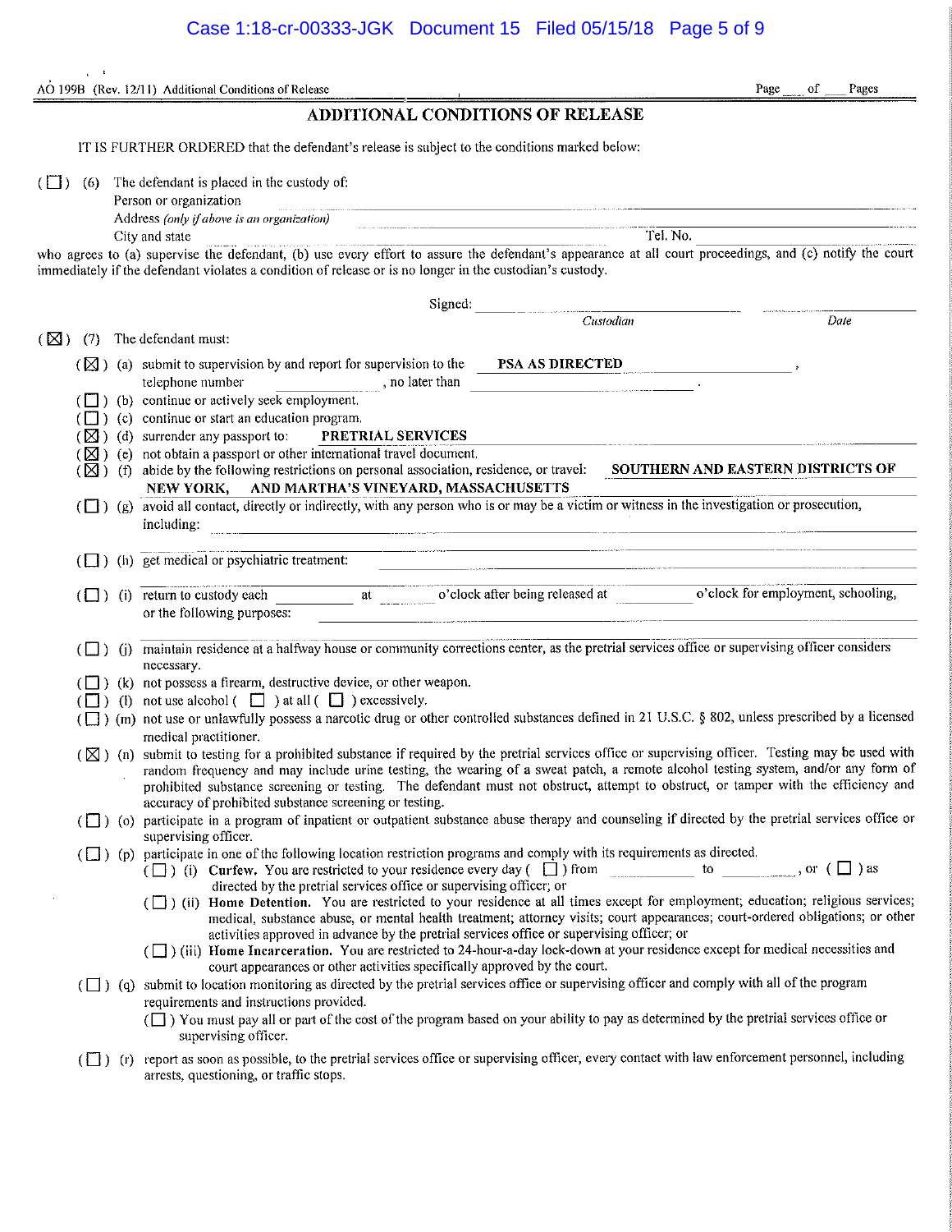AO 199B (Rev. 12/11) Additional Conditions of Release Page \_\_\_ of \_\_\_ Pages

## ADDITIONAL CONDITIONS OF RELEASE

IT IS FURTHER ORDERED that the defendant's release is subject to the conditions marked below:

( ☐ ) (6) The defendant is placed in the custody of:

Person or organization \_\_\_\_\_\_\_\_\_\_\_\_\_\_\_\_\_\_\_\_

Address *(only if above is an organization)* \_\_\_\_\_\_\_\_\_\_\_\_\_\_\_\_\_\_\_\_

City and state \_\_\_\_\_\_\_\_\_\_\_\_\_\_\_\_\_\_\_\_ Tel. No. \_\_\_\_\_\_\_\_\_\_

who agrees to (a) supervise the defendant, (b) use every effort to assure the defendant's appearance at all court proceedings, and (c) notify the court immediately if the defendant violates a condition of release or is no longer in the custodian's custody.

Signed: \_\_\_\_\_\_\_\_\_\_\_\_\_\_\_\_\_\_\_\_ \_\_\_\_\_\_\_\_\_\_
*Custodian* *Date*

( ☒ ) (7) The defendant must:

- ( ☒ ) (a) submit to supervision by and report for supervision to the **PSA AS DIRECTED**,
  telephone number \_\_\_\_\_\_\_\_\_\_, no later than \_\_\_\_\_\_\_\_\_\_.
- ( ☐ ) (b) continue or actively seek employment.
- ( ☐ ) (c) continue or start an education program.
- ( ☒ ) (d) surrender any passport to: **PRETRIAL SERVICES**
- ( ☒ ) (e) not obtain a passport or other international travel document.
- ( ☒ ) (f) abide by the following restrictions on personal association, residence, or travel: **SOUTHERN AND EASTERN DISTRICTS OF NEW YORK, AND MARTHA'S VINEYARD, MASSACHUSETTS**
- ( ☐ ) (g) avoid all contact, directly or indirectly, with any person who is or may be a victim or witness in the investigation or prosecution, including: \_\_\_\_\_\_\_\_\_\_
- ( ☐ ) (h) get medical or psychiatric treatment: \_\_\_\_\_\_\_\_\_\_
- ( ☐ ) (i) return to custody each \_\_\_\_\_\_\_\_\_\_ at \_\_\_\_\_\_ o'clock after being released at \_\_\_\_\_\_ o'clock for employment, schooling, or the following purposes: \_\_\_\_\_\_\_\_\_\_
- ( ☐ ) (j) maintain residence at a halfway house or community corrections center, as the pretrial services office or supervising officer considers necessary.
- ( ☐ ) (k) not possess a firearm, destructive device, or other weapon.
- ( ☐ ) (l) not use alcohol ( ☐ ) at all ( ☐ ) excessively.
- ( ☐ ) (m) not use or unlawfully possess a narcotic drug or other controlled substances defined in 21 U.S.C. § 802, unless prescribed by a licensed medical practitioner.
- ( ☒ ) (n) submit to testing for a prohibited substance if required by the pretrial services office or supervising officer. Testing may be used with random frequency and may include urine testing, the wearing of a sweat patch, a remote alcohol testing system, and/or any form of prohibited substance screening or testing. The defendant must not obstruct, attempt to obstruct, or tamper with the efficiency and accuracy of prohibited substance screening or testing.
- ( ☐ ) (o) participate in a program of inpatient or outpatient substance abuse therapy and counseling if directed by the pretrial services office or supervising officer.
- ( ☐ ) (p) participate in one of the following location restriction programs and comply with its requirements as directed.
  - ( ☐ ) (i) **Curfew.** You are restricted to your residence every day ( ☐ ) from \_\_\_\_\_\_\_\_\_\_ to \_\_\_\_\_\_\_\_\_\_, or ( ☐ ) as directed by the pretrial services office or supervising officer; or
  - ( ☐ ) (ii) **Home Detention.** You are restricted to your residence at all times except for employment; education; religious services; medical, substance abuse, or mental health treatment; attorney visits; court appearances; court-ordered obligations; or other activities approved in advance by the pretrial services office or supervising officer; or
  - ( ☐ ) (iii) **Home Incarceration.** You are restricted to 24-hour-a-day lock-down at your residence except for medical necessities and court appearances or other activities specifically approved by the court.
- ( ☐ ) (q) submit to location monitoring as directed by the pretrial services office or supervising officer and comply with all of the program requirements and instructions provided.
  - ( ☐ ) You must pay all or part of the cost of the program based on your ability to pay as determined by the pretrial services office or supervising officer.
- ( ☐ ) (r) report as soon as possible, to the pretrial services office or supervising officer, every contact with law enforcement personnel, including arrests, questioning, or traffic stops.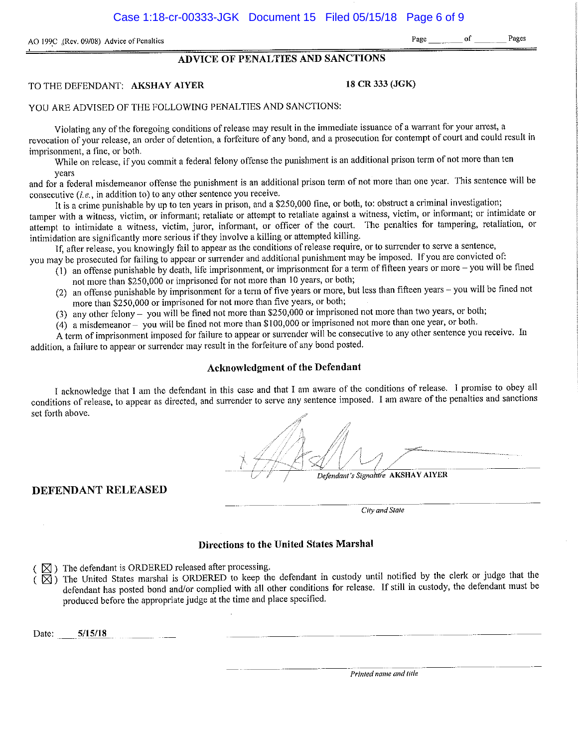AO 199C (Rev. 09/08) Advice of Penalties

Page ______ of ______ Pages

## ADVICE OF PENALTIES AND SANCTIONS

TO THE DEFENDANT: **AKSHAY AIYER** **18 CR 333 (JGK)**

YOU ARE ADVISED OF THE FOLLOWING PENALTIES AND SANCTIONS:

Violating any of the foregoing conditions of release may result in the immediate issuance of a warrant for your arrest, a revocation of your release, an order of detention, a forfeiture of any bond, and a prosecution for contempt of court and could result in imprisonment, a fine, or both.

While on release, if you commit a federal felony offense the punishment is an additional prison term of not more than ten years and for a federal misdemeanor offense the punishment is an additional prison term of not more than one year. This sentence will be consecutive (*i.e.*, in addition to) to any other sentence you receive.

It is a crime punishable by up to ten years in prison, and a $250,000 fine, or both, to: obstruct a criminal investigation; tamper with a witness, victim, or informant; retaliate or attempt to retaliate against a witness, victim, or informant; or intimidate or attempt to intimidate a witness, victim, juror, informant, or officer of the court. The penalties for tampering, retaliation, or intimidation are significantly more serious if they involve a killing or attempted killing.

If, after release, you knowingly fail to appear as the conditions of release require, or to surrender to serve a sentence, you may be prosecuted for failing to appear or surrender and additional punishment may be imposed. If you are convicted of:

(1) an offense punishable by death, life imprisonment, or imprisonment for a term of fifteen years or more – you will be fined not more than $250,000 or imprisoned for not more than 10 years, or both;
(2) an offense punishable by imprisonment for a term of five years or more, but less than fifteen years – you will be fined not more than $250,000 or imprisoned for not more than five years, or both;
(3) any other felony – you will be fined not more than $250,000 or imprisoned not more than two years, or both;
(4) a misdemeanor – you will be fined not more than $100,000 or imprisoned not more than one year, or both.

A term of imprisonment imposed for failure to appear or surrender will be consecutive to any other sentence you receive. In addition, a failure to appear or surrender may result in the forfeiture of any bond posted.

### Acknowledgment of the Defendant

I acknowledge that I am the defendant in this case and that I am aware of the conditions of release. I promise to obey all conditions of release, to appear as directed, and surrender to serve any sentence imposed. I am aware of the penalties and sanctions set forth above.

[signature]
*Defendant's Signature* AKSHAY AIYER

**DEFENDANT RELEASED**

______________________________
*City and State*

### Directions to the United States Marshal

( ☒ ) The defendant is ORDERED released after processing.
( ☒ ) The United States marshal is ORDERED to keep the defendant in custody until notified by the clerk or judge that the defendant has posted bond and/or complied with all other conditions for release. If still in custody, the defendant must be produced before the appropriate judge at the time and place specified.

Date: 5/15/18

______________________________

______________________________
*Printed name and title*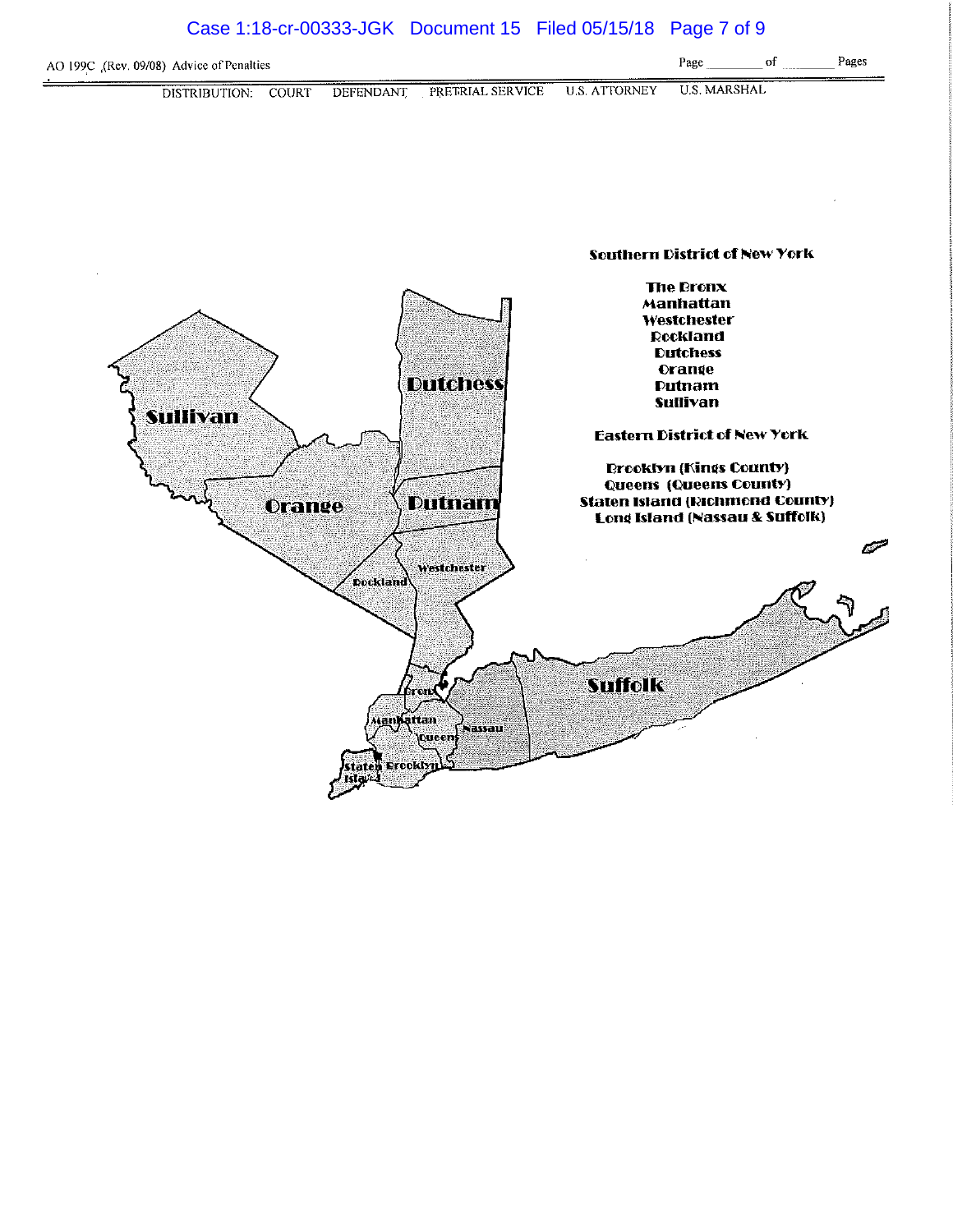AO 199C (Rev. 09/08) Advice of Penalties

Page ______ of ______ Pages

DISTRIBUTION: COURT DEFENDANT PRETRIAL SERVICE U.S. ATTORNEY U.S. MARSHAL

**Southern District of New York**

**The Bronx**
**Manhattan**
**Westchester**
**Rockland**
**Dutchess**
**Orange**
**Putnam**
**Sullivan**

**Eastern District of New York**

**Brooklyn (Kings County)**
**Queens (Queens County)**
**Staten Island (Richmond County)**
**Long Island (Nassau & Suffolk)**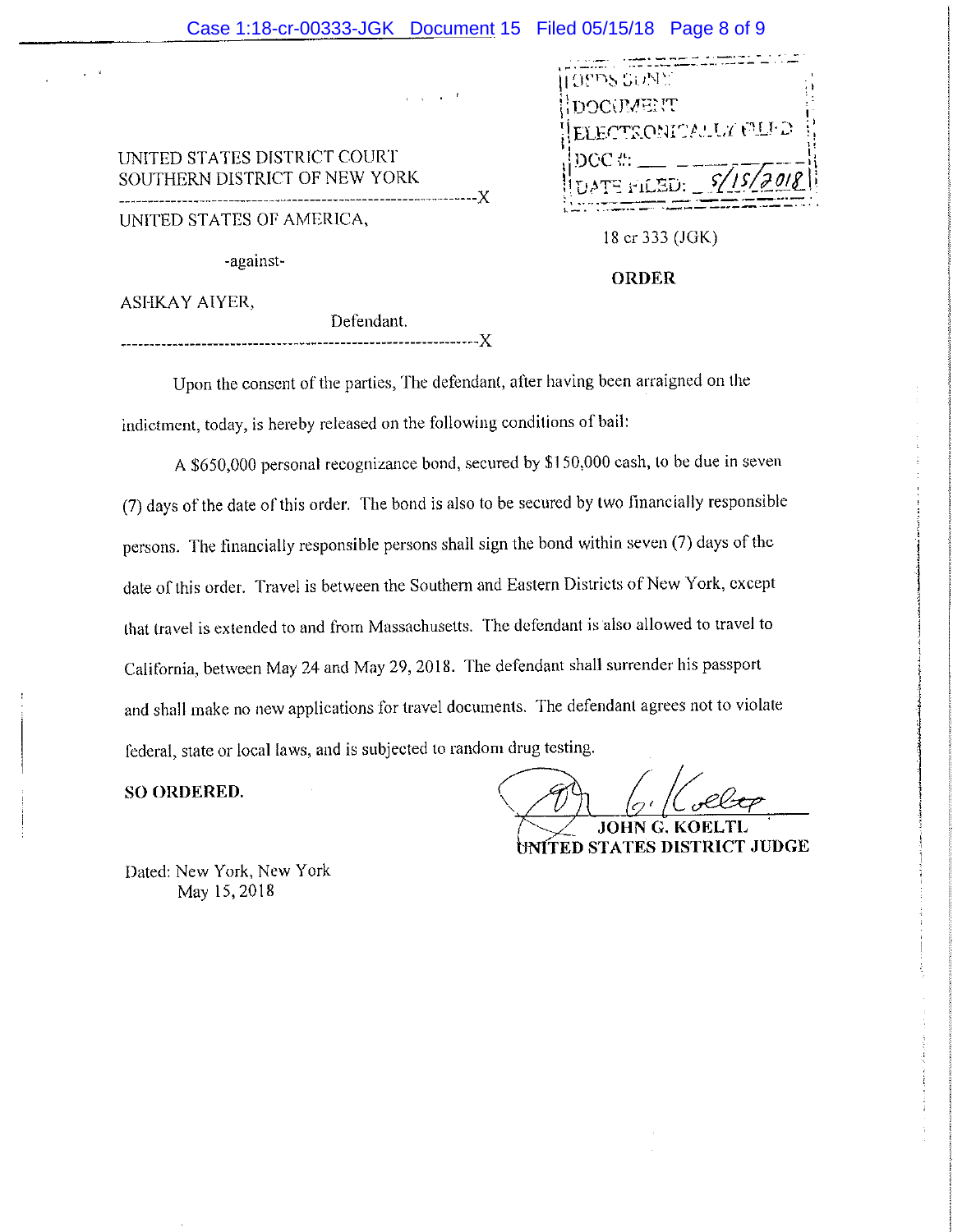USDS SDNY
DOCUMENT
ELECTRONICALLY FILED
DOC #: \_\_\_\_\_\_\_\_
DATE FILED: 5/15/2018

UNITED STATES DISTRICT COURT
SOUTHERN DISTRICT OF NEW YORK

---

UNITED STATES OF AMERICA,

-against-

ASHKAY AIYER,

Defendant.

---

18 cr 333 (JGK)

**ORDER**

Upon the consent of the parties, The defendant, after having been arraigned on the indictment, today, is hereby released on the following conditions of bail:

A $650,000 personal recognizance bond, secured by $150,000 cash, to be due in seven (7) days of the date of this order. The bond is also to be secured by two financially responsible persons. The financially responsible persons shall sign the bond within seven (7) days of the date of this order. Travel is between the Southern and Eastern Districts of New York, except that travel is extended to and from Massachusetts. The defendant is also allowed to travel to California, between May 24 and May 29, 2018. The defendant shall surrender his passport and shall make no new applications for travel documents. The defendant agrees not to violate federal, state or local laws, and is subjected to random drug testing.

**SO ORDERED.**

**JOHN G. KOELTL**
**UNITED STATES DISTRICT JUDGE**

Dated: New York, New York
May 15, 2018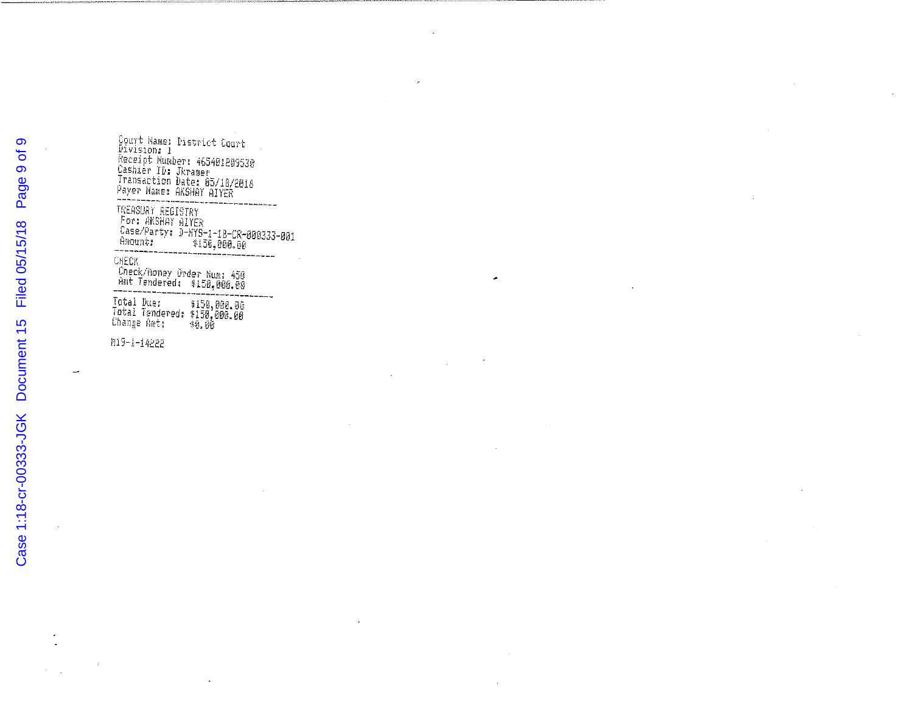Court Name: District Court
Division: 1
Receipt Number: 465401209530
Cashier ID: Jkramer
Transaction Date: 05/10/2018
Payer Name: AKSHAY AIYER

---

TREASURY REGISTRY
For: AKSHAY AIYER
Case/Party: D-NYS-1-18-CR-000333-001
Amount: $150,000.00

---

CHECK
Check/Money Order Num: 450
Amt Tendered: $150,000.00

---

Total Due: $150,000.00
Total Tendered: $150,000.00
Change Amt: $0.00

M19-1-14222